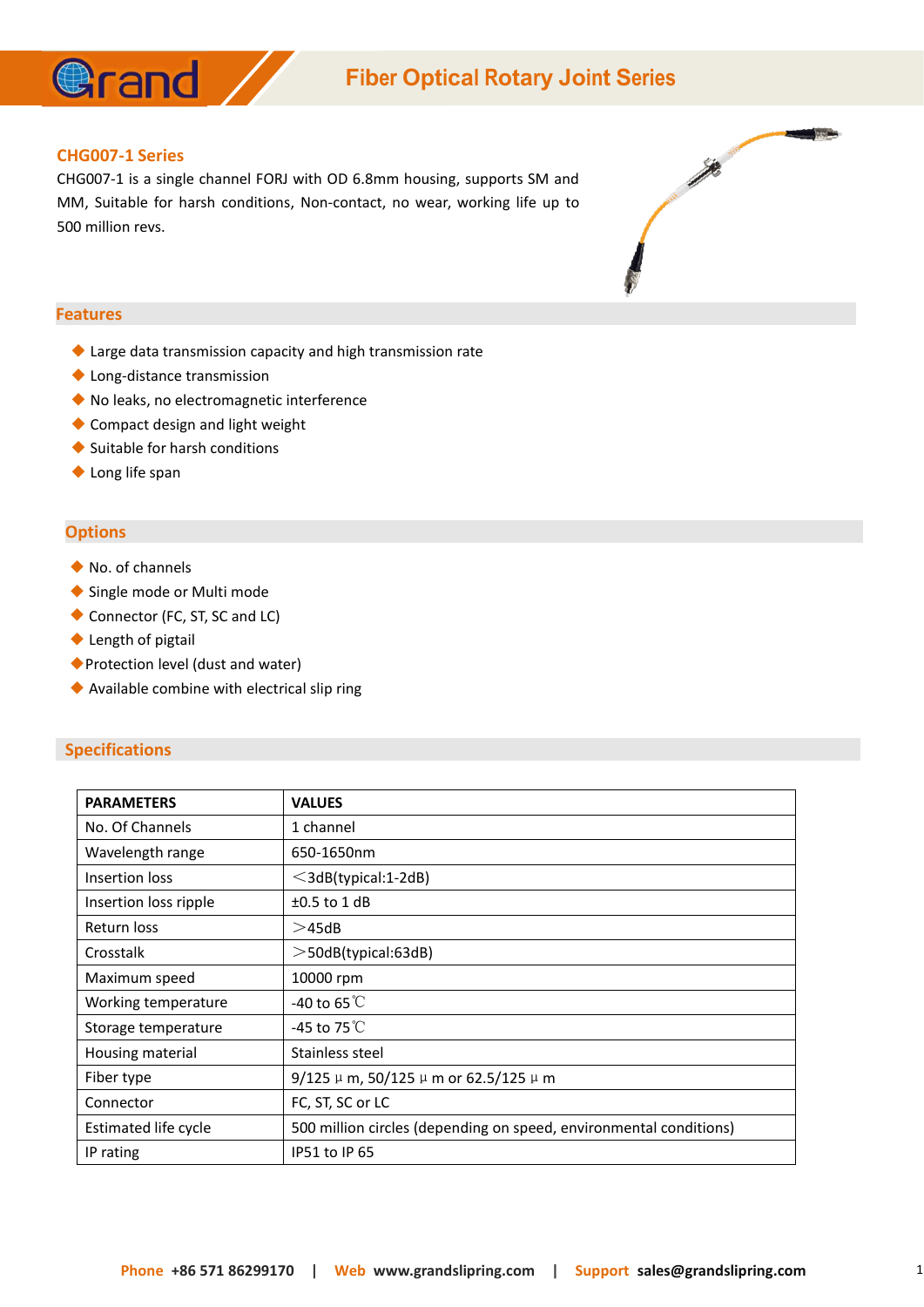# Fiber Optical Rotary Joint Series

## CHG007-1 Series

CHG007-1 is a single channel FORJ with OD 6.8mm housing, supports SM and MM, Suitable for harsh conditions, Non-contact, no wear, working life up to 500 million revs.

## Features

- Large data transmission capacity and high transmission rate
- Long-distance transmission
- No leaks, no electromagnetic interference
- Compact design and light weight
- Suitable for harsh conditions
- Long life span

## Options

- No. of channels
- Single mode or Multi mode
- Connector (FC, ST, SC and LC)
- Length of pigtail
- Protection level (dust and water)
- Available combine with electrical slip ring

## Specifications

| PARAMETERS | VALUES |
|---|---|
| No. Of Channels | 1 channel |
| Wavelength range | 650-1650nm |
| Insertion loss | ＜3dB(typical:1-2dB) |
| Insertion loss ripple | ±0.5 to 1 dB |
| Return loss | ＞45dB |
| Crosstalk | ＞50dB(typical:63dB) |
| Maximum speed | 10000 rpm |
| Working temperature | -40 to 65℃ |
| Storage temperature | -45 to 75℃ |
| Housing material | Stainless steel |
| Fiber type | 9/125μm, 50/125μm or 62.5/125μm |
| Connector | FC, ST, SC or LC |
| Estimated life cycle | 500 million circles (depending on speed, environmental conditions) |
| IP rating | IP51 to IP 65 |

**Phone** +86 571 86299170 | **Web** www.grandslipring.com | **Support** sales@grandslipring.com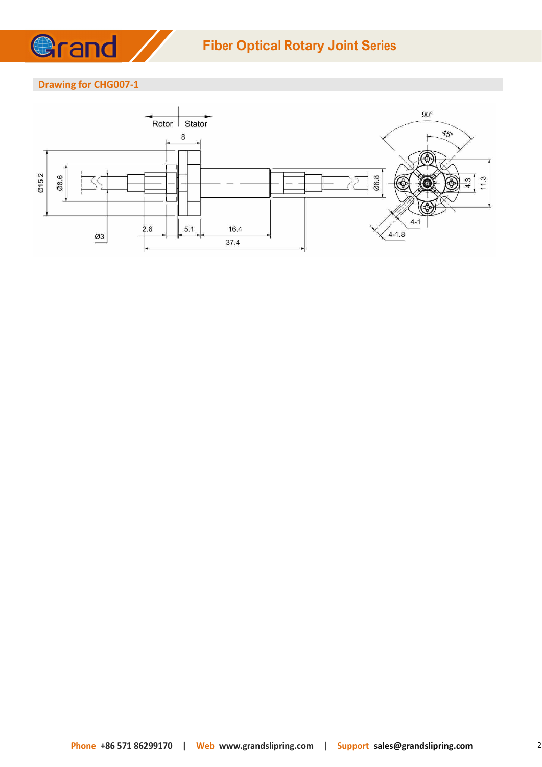## Drawing for CHG007-1

Rotor
Stator
8
Ø15.2
Ø8.6
Ø3
2.6
5.1
16.4
37.4
Ø6.8
90°
45°
4.3
11.3
4-1
4-1.8